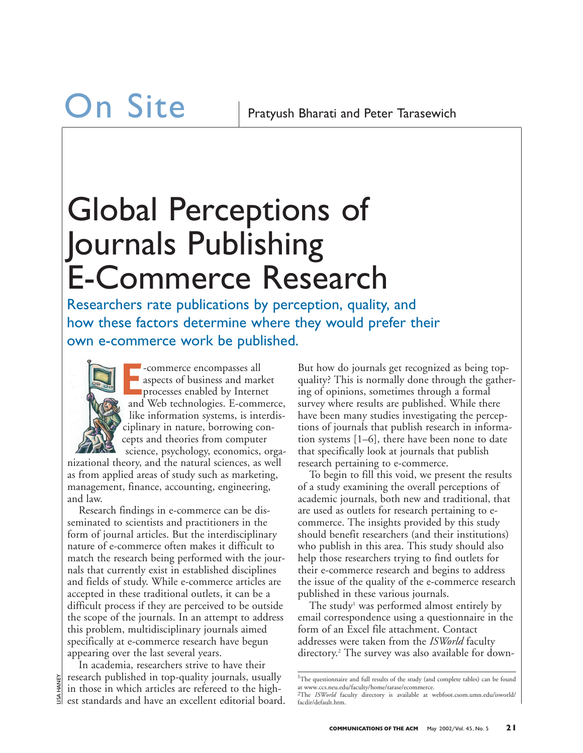On Site

Pratyush Bharati and Peter Tarasewich

# Global Perceptions of Journals Publishing E-Commerce Research

Researchers rate publications by perception, quality, and how these factors determine where they would prefer their own e-commerce work be published.

E-commerce encompasses all aspects of business and market processes enabled by Internet and Web technologies. E-commerce, like information systems, is interdisciplinary in nature, borrowing concepts and theories from computer science, psychology, economics, organizational theory, and the natural sciences, as well as from applied areas of study such as marketing, management, finance, accounting, engineering, and law.

Research findings in e-commerce can be disseminated to scientists and practitioners in the form of journal articles. But the interdisciplinary nature of e-commerce often makes it difficult to match the research being performed with the journals that currently exist in established disciplines and fields of study. While e-commerce articles are accepted in these traditional outlets, it can be a difficult process if they are perceived to be outside the scope of the journals. In an attempt to address this problem, multidisciplinary journals aimed specifically at e-commerce research have begun appearing over the last several years.

In academia, researchers strive to have their research published in top-quality journals, usually in those in which articles are refereed to the highest standards and have an excellent editorial board. But how do journals get recognized as being top-quality? This is normally done through the gathering of opinions, sometimes through a formal survey where results are published. While there have been many studies investigating the perceptions of journals that publish research in information systems [1–6], there have been none to date that specifically look at journals that publish research pertaining to e-commerce.

To begin to fill this void, we present the results of a study examining the overall perceptions of academic journals, both new and traditional, that are used as outlets for research pertaining to e-commerce. The insights provided by this study should benefit researchers (and their institutions) who publish in this area. This study should also help those researchers trying to find outlets for their e-commerce research and begins to address the issue of the quality of the e-commerce research published in these various journals.

The study[1] was performed almost entirely by email correspondence using a questionnaire in the form of an Excel file attachment. Contact addresses were taken from the *ISWorld* faculty directory.[2] The survey was also available for down-

LISA HANEY

[1]The questionnaire and full results of the study (and complete tables) can be found at www.ccs.neu.edu/faculty/home/tarase/ecommerce.

[2]The *ISWorld* faculty directory is available at webfoot.csom.umn.edu/isworld/facdir/default.htm.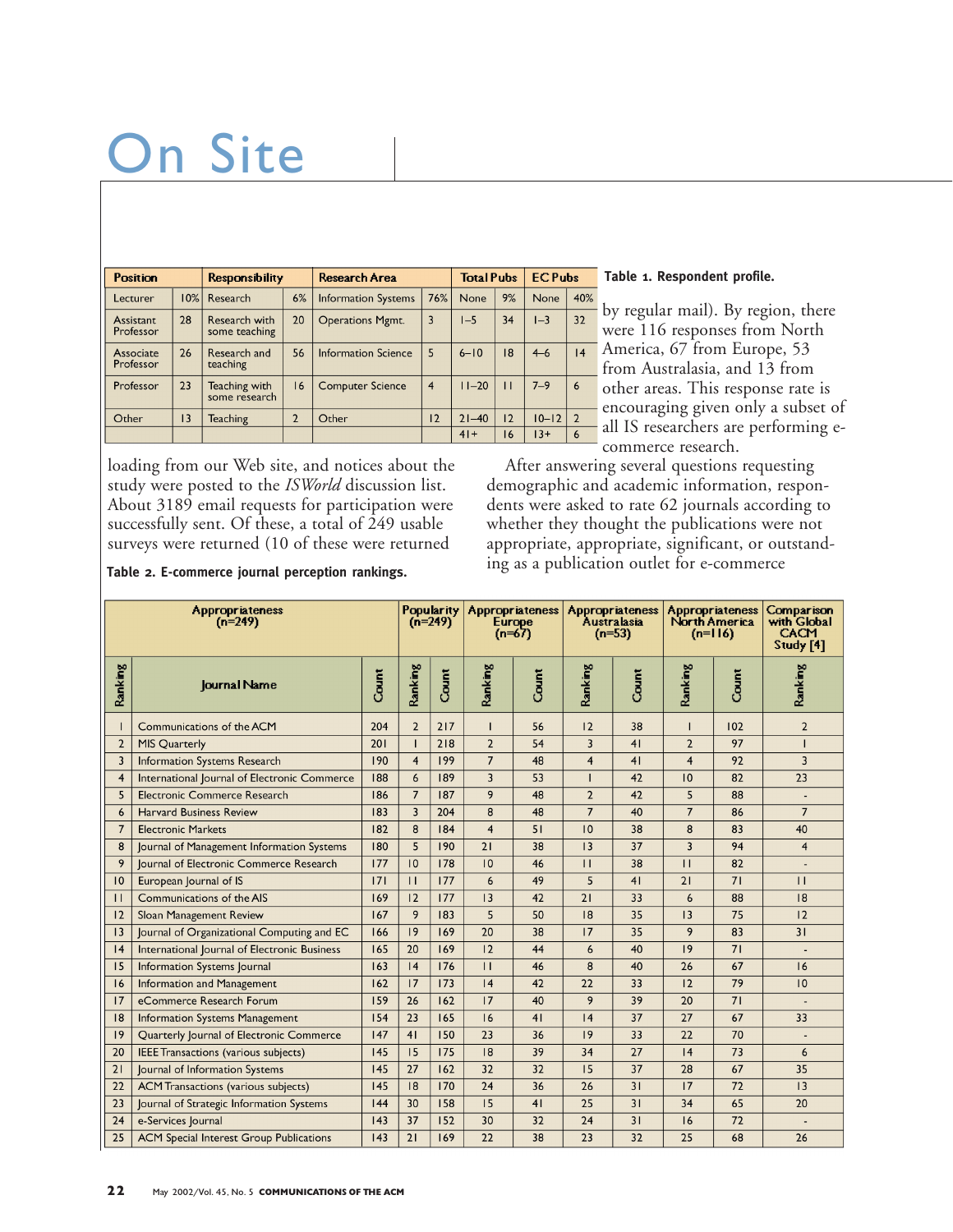# On Site

Table 1. Respondent profile.

| Position | | Responsibility | | Research Area | | Total Pubs | | EC Pubs | |
|---|---|---|---|---|---|---|---|---|---|
| Lecturer | 10% | Research | 6% | Information Systems | 76% | None | 9% | None | 40% |
| Assistant Professor | 28 | Research with some teaching | 20 | Operations Mgmt. | 3 | 1–5 | 34 | 1–3 | 32 |
| Associate Professor | 26 | Research and teaching | 56 | Information Science | 5 | 6–10 | 18 | 4–6 | 14 |
| Professor | 23 | Teaching with some research | 16 | Computer Science | 4 | 11–20 | 11 | 7–9 | 6 |
| Other | 13 | Teaching | 2 | Other | 12 | 21–40 | 12 | 10–12 | 2 |
| | | | | | | 41+ | 16 | 13+ | 6 |

loading from our Web site, and notices about the study were posted to the *ISWorld* discussion list. About 3189 email requests for participation were successfully sent. Of these, a total of 249 usable surveys were returned (10 of these were returned by regular mail). By region, there were 116 responses from North America, 67 from Europe, 53 from Australasia, and 13 from other areas. This response rate is encouraging given only a subset of all IS researchers are performing e-commerce research.

After answering several questions requesting demographic and academic information, respondents were asked to rate 62 journals according to whether they thought the publications were not appropriate, appropriate, significant, or outstanding as a publication outlet for e-commerce

Table 2. E-commerce journal perception rankings.

| Appropriateness (n=249) | | | Popularity (n=249) | | Appropriateness Europe (n=67) | | Appropriateness Australasia (n=53) | | Appropriateness North America (n=116) | | Comparison with Global CACM Study [4] |
|---|---|---|---|---|---|---|---|---|---|---|---|
| Ranking | Journal Name | Count | Ranking | Count | Ranking | Count | Ranking | Count | Ranking | Count | Ranking |
| 1 | Communications of the ACM | 204 | 2 | 217 | 1 | 56 | 12 | 38 | 1 | 102 | 2 |
| 2 | MIS Quarterly | 201 | 1 | 218 | 2 | 54 | 3 | 41 | 2 | 97 | 1 |
| 3 | Information Systems Research | 190 | 4 | 199 | 7 | 48 | 4 | 41 | 4 | 92 | 3 |
| 4 | International Journal of Electronic Commerce | 188 | 6 | 189 | 3 | 53 | 1 | 42 | 10 | 82 | 23 |
| 5 | Electronic Commerce Research | 186 | 7 | 187 | 9 | 48 | 2 | 42 | 5 | 88 | - |
| 6 | Harvard Business Review | 183 | 3 | 204 | 8 | 48 | 7 | 40 | 7 | 86 | 7 |
| 7 | Electronic Markets | 182 | 8 | 184 | 4 | 51 | 10 | 38 | 8 | 83 | 40 |
| 8 | Journal of Management Information Systems | 180 | 5 | 190 | 21 | 38 | 13 | 37 | 3 | 94 | 4 |
| 9 | Journal of Electronic Commerce Research | 177 | 10 | 178 | 10 | 46 | 11 | 38 | 11 | 82 | - |
| 10 | European Journal of IS | 171 | 11 | 177 | 6 | 49 | 5 | 41 | 21 | 71 | 11 |
| 11 | Communications of the AIS | 169 | 12 | 177 | 13 | 42 | 21 | 33 | 6 | 88 | 18 |
| 12 | Sloan Management Review | 167 | 9 | 183 | 5 | 50 | 18 | 35 | 13 | 75 | 12 |
| 13 | Journal of Organizational Computing and EC | 166 | 19 | 169 | 20 | 38 | 17 | 35 | 9 | 83 | 31 |
| 14 | International Journal of Electronic Business | 165 | 20 | 169 | 12 | 44 | 6 | 40 | 19 | 71 | - |
| 15 | Information Systems Journal | 163 | 14 | 176 | 11 | 46 | 8 | 40 | 26 | 67 | 16 |
| 16 | Information and Management | 162 | 17 | 173 | 14 | 42 | 22 | 33 | 12 | 79 | 10 |
| 17 | eCommerce Research Forum | 159 | 26 | 162 | 17 | 40 | 9 | 39 | 20 | 71 | - |
| 18 | Information Systems Management | 154 | 23 | 165 | 16 | 41 | 14 | 37 | 27 | 67 | 33 |
| 19 | Quarterly Journal of Electronic Commerce | 147 | 41 | 150 | 23 | 36 | 19 | 33 | 22 | 70 | - |
| 20 | IEEE Transactions (various subjects) | 145 | 15 | 175 | 18 | 39 | 34 | 27 | 14 | 73 | 6 |
| 21 | Journal of Information Systems | 145 | 27 | 162 | 32 | 32 | 15 | 37 | 28 | 67 | 35 |
| 22 | ACM Transactions (various subjects) | 145 | 18 | 170 | 24 | 36 | 26 | 31 | 17 | 72 | 13 |
| 23 | Journal of Strategic Information Systems | 144 | 30 | 158 | 15 | 41 | 25 | 31 | 34 | 65 | 20 |
| 24 | e-Services Journal | 143 | 37 | 152 | 30 | 32 | 24 | 31 | 16 | 72 | - |
| 25 | ACM Special Interest Group Publications | 143 | 21 | 169 | 22 | 38 | 23 | 32 | 25 | 68 | 26 |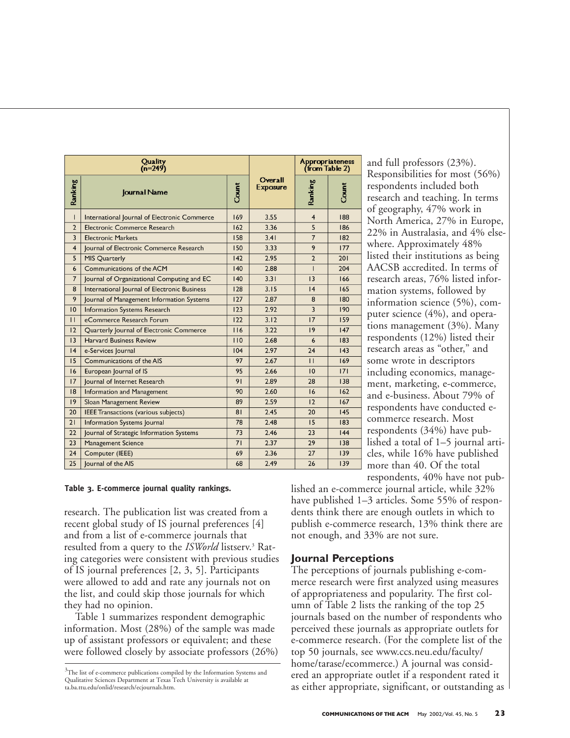| Quality (n=249) | | | Overall Exposure | Appropriateness (from Table 2) | |
|---|---|---|---|---|---|
| Ranking | Journal Name | Count | | Ranking | Count |
| 1 | International Journal of Electronic Commerce | 169 | 3.55 | 4 | 188 |
| 2 | Electronic Commerce Research | 162 | 3.36 | 5 | 186 |
| 3 | Electronic Markets | 158 | 3.41 | 7 | 182 |
| 4 | Journal of Electronic Commerce Research | 150 | 3.33 | 9 | 177 |
| 5 | MIS Quarterly | 142 | 2.95 | 2 | 201 |
| 6 | Communications of the ACM | 140 | 2.88 | 1 | 204 |
| 7 | Journal of Organizational Computing and EC | 140 | 3.31 | 13 | 166 |
| 8 | International Journal of Electronic Business | 128 | 3.15 | 14 | 165 |
| 9 | Journal of Management Information Systems | 127 | 2.87 | 8 | 180 |
| 10 | Information Systems Research | 123 | 2.92 | 3 | 190 |
| 11 | eCommerce Research Forum | 122 | 3.12 | 17 | 159 |
| 12 | Quarterly Journal of Electronic Commerce | 116 | 3.22 | 19 | 147 |
| 13 | Harvard Business Review | 110 | 2.68 | 6 | 183 |
| 14 | e-Services Journal | 104 | 2.97 | 24 | 143 |
| 15 | Communications of the AIS | 97 | 2.67 | 11 | 169 |
| 16 | European Journal of IS | 95 | 2.66 | 10 | 171 |
| 17 | Journal of Internet Research | 91 | 2.89 | 28 | 138 |
| 18 | Information and Management | 90 | 2.60 | 16 | 162 |
| 19 | Sloan Management Review | 89 | 2.59 | 12 | 167 |
| 20 | IEEE Transactions (various subjects) | 81 | 2.45 | 20 | 145 |
| 21 | Information Systems Journal | 78 | 2.48 | 15 | 183 |
| 22 | Journal of Strategic Information Systems | 73 | 2.46 | 23 | 144 |
| 23 | Management Science | 71 | 2.37 | 29 | 138 |
| 24 | Computer (IEEE) | 69 | 2.36 | 27 | 139 |
| 25 | Journal of the AIS | 68 | 2.49 | 26 | 139 |

**Table 3. E-commerce journal quality rankings.**

research. The publication list was created from a recent global study of IS journal preferences [4] and from a list of e-commerce journals that resulted from a query to the *ISWorld* listserv.[3] Rating categories were consistent with previous studies of IS journal preferences [2, 3, 5]. Participants were allowed to add and rate any journals not on the list, and could skip those journals for which they had no opinion.

Table 1 summarizes respondent demographic information. Most (28%) of the sample was made up of assistant professors or equivalent; and these were followed closely by associate professors (26%) and full professors (23%). Responsibilities for most (56%) respondents included both research and teaching. In terms of geography, 47% work in North America, 27% in Europe, 22% in Australasia, and 4% elsewhere. Approximately 48% listed their institutions as being AACSB accredited. In terms of research areas, 76% listed information systems, followed by information science (5%), computer science (4%), and operations management (3%). Many respondents (12%) listed their research areas as "other," and some wrote in descriptors including economics, management, marketing, e-commerce, and e-business. About 79% of respondents have conducted e-commerce research. Most respondents (34%) have published a total of 1–5 journal articles, while 16% have published more than 40. Of the total respondents, 40% have not published an e-commerce journal article, while 32% have published 1–3 articles. Some 55% of respondents think there are enough outlets in which to publish e-commerce research, 13% think there are not enough, and 33% are not sure.

## Journal Perceptions

The perceptions of journals publishing e-commerce research were first analyzed using measures of appropriateness and popularity. The first column of Table 2 lists the ranking of the top 25 journals based on the number of respondents who perceived these journals as appropriate outlets for e-commerce research. (For the complete list of the top 50 journals, see www.ccs.neu.edu/faculty/home/tarase/ecommerce.) A journal was considered an appropriate outlet if a respondent rated it as either appropriate, significant, or outstanding as

[3] The list of e-commerce publications compiled by the Information Systems and Qualitative Sciences Department at Texas Tech University is available at ta.ba.ttu.edu/onlid/research/ecjournals.htm.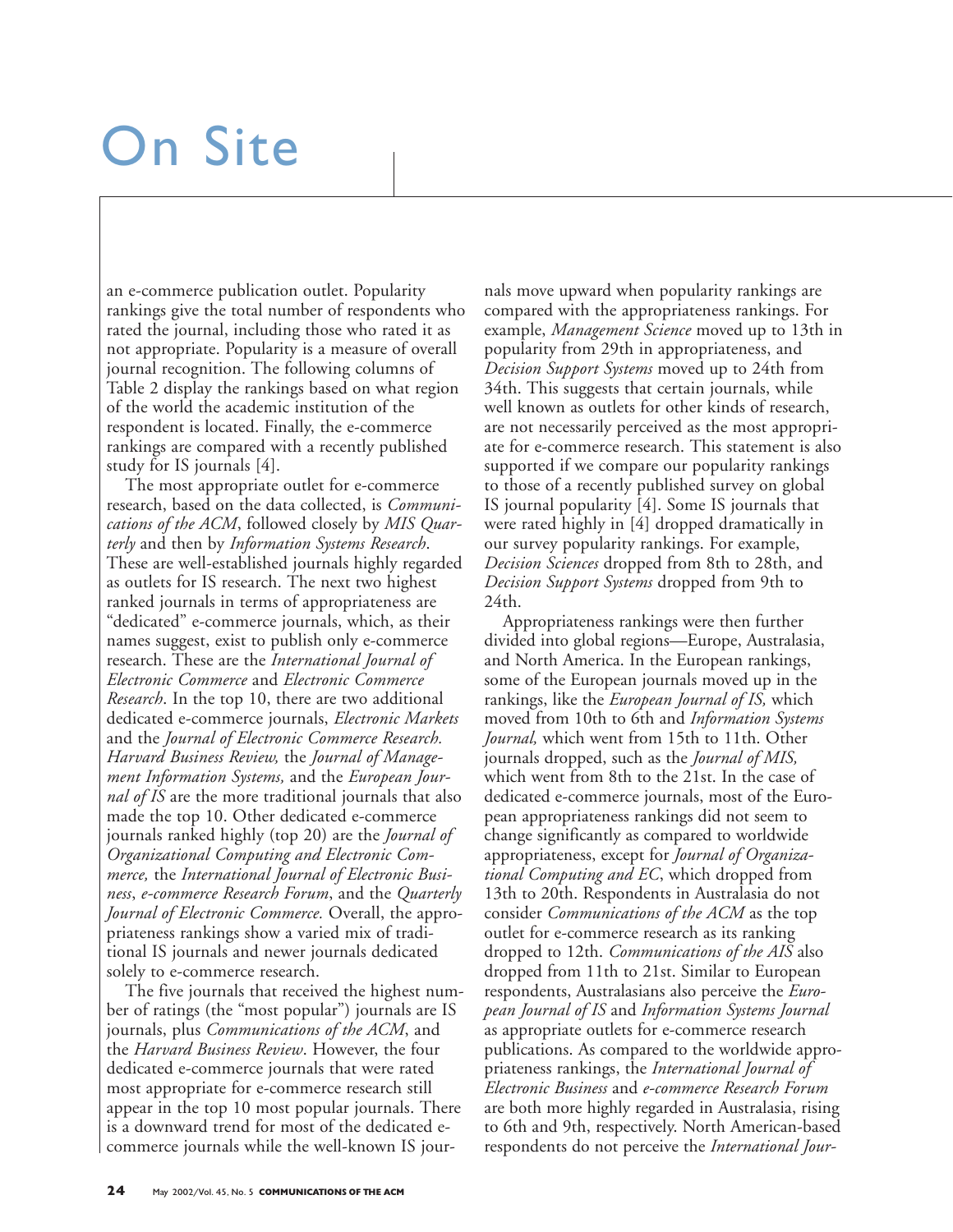an e-commerce publication outlet. Popularity rankings give the total number of respondents who rated the journal, including those who rated it as not appropriate. Popularity is a measure of overall journal recognition. The following columns of Table 2 display the rankings based on what region of the world the academic institution of the respondent is located. Finally, the e-commerce rankings are compared with a recently published study for IS journals [4].

The most appropriate outlet for e-commerce research, based on the data collected, is *Communications of the ACM*, followed closely by *MIS Quarterly* and then by *Information Systems Research*. These are well-established journals highly regarded as outlets for IS research. The next two highest ranked journals in terms of appropriateness are "dedicated" e-commerce journals, which, as their names suggest, exist to publish only e-commerce research. These are the *International Journal of Electronic Commerce* and *Electronic Commerce Research*. In the top 10, there are two additional dedicated e-commerce journals, *Electronic Markets* and the *Journal of Electronic Commerce Research. Harvard Business Review,* the *Journal of Management Information Systems,* and the *European Journal of IS* are the more traditional journals that also made the top 10. Other dedicated e-commerce journals ranked highly (top 20) are the *Journal of Organizational Computing and Electronic Commerce,* the *International Journal of Electronic Business*, *e-commerce Research Forum*, and the *Quarterly Journal of Electronic Commerce.* Overall, the appropriateness rankings show a varied mix of traditional IS journals and newer journals dedicated solely to e-commerce research.

The five journals that received the highest number of ratings (the "most popular") journals are IS journals, plus *Communications of the ACM*, and the *Harvard Business Review*. However, the four dedicated e-commerce journals that were rated most appropriate for e-commerce research still appear in the top 10 most popular journals. There is a downward trend for most of the dedicated e-commerce journals while the well-known IS journals move upward when popularity rankings are compared with the appropriateness rankings. For example, *Management Science* moved up to 13th in popularity from 29th in appropriateness, and *Decision Support Systems* moved up to 24th from 34th. This suggests that certain journals, while well known as outlets for other kinds of research, are not necessarily perceived as the most appropriate for e-commerce research. This statement is also supported if we compare our popularity rankings to those of a recently published survey on global IS journal popularity [4]. Some IS journals that were rated highly in [4] dropped dramatically in our survey popularity rankings. For example, *Decision Sciences* dropped from 8th to 28th, and *Decision Support Systems* dropped from 9th to 24th.

Appropriateness rankings were then further divided into global regions—Europe, Australasia, and North America. In the European rankings, some of the European journals moved up in the rankings, like the *European Journal of IS,* which moved from 10th to 6th and *Information Systems Journal,* which went from 15th to 11th. Other journals dropped, such as the *Journal of MIS,* which went from 8th to the 21st. In the case of dedicated e-commerce journals, most of the European appropriateness rankings did not seem to change significantly as compared to worldwide appropriateness, except for *Journal of Organizational Computing and EC*, which dropped from 13th to 20th. Respondents in Australasia do not consider *Communications of the ACM* as the top outlet for e-commerce research as its ranking dropped to 12th. *Communications of the AIS* also dropped from 11th to 21st. Similar to European respondents, Australasians also perceive the *European Journal of IS* and *Information Systems Journal* as appropriate outlets for e-commerce research publications. As compared to the worldwide appropriateness rankings, the *International Journal of Electronic Business* and *e-commerce Research Forum* are both more highly regarded in Australasia, rising to 6th and 9th, respectively. North American-based respondents do not perceive the *International Jour-*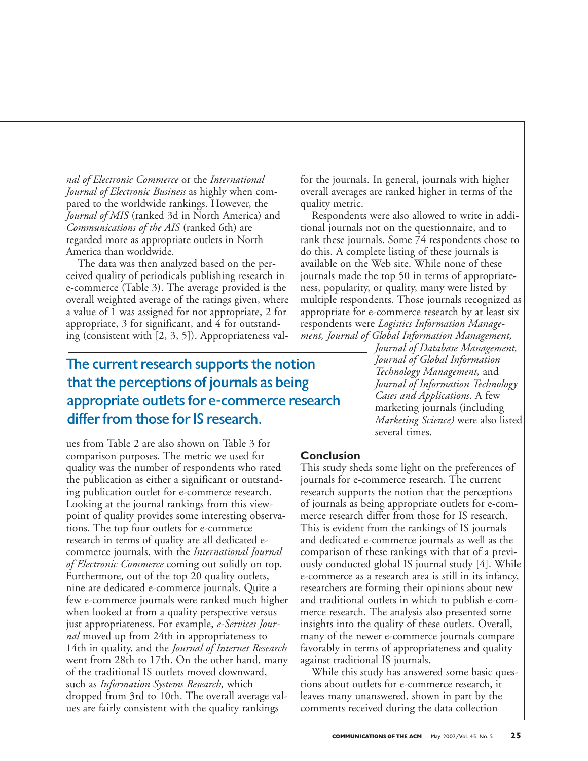*nal of Electronic Commerce* or the *International Journal of Electronic Business* as highly when compared to the worldwide rankings. However, the *Journal of MIS* (ranked 3d in North America) and *Communications of the AIS* (ranked 6th) are regarded more as appropriate outlets in North America than worldwide.

The data was then analyzed based on the perceived quality of periodicals publishing research in e-commerce (Table 3). The average provided is the overall weighted average of the ratings given, where a value of 1 was assigned for not appropriate, 2 for appropriate, 3 for significant, and 4 for outstanding (consistent with [2, 3, 5]). Appropriateness values from Table 2 are also shown on Table 3 for comparison purposes. The metric we used for quality was the number of respondents who rated the publication as either a significant or outstanding publication outlet for e-commerce research. Looking at the journal rankings from this viewpoint of quality provides some interesting observations. The top four outlets for e-commerce research in terms of quality are all dedicated e-commerce journals, with the *International Journal of Electronic Commerce* coming out solidly on top. Furthermore, out of the top 20 quality outlets, nine are dedicated e-commerce journals. Quite a few e-commerce journals were ranked much higher when looked at from a quality perspective versus just appropriateness. For example, *e-Services Journal* moved up from 24th in appropriateness to 14th in quality, and the *Journal of Internet Research* went from 28th to 17th. On the other hand, many of the traditional IS outlets moved downward, such as *Information Systems Research,* which dropped from 3rd to 10th. The overall average values are fairly consistent with the quality rankings for the journals. In general, journals with higher overall averages are ranked higher in terms of the quality metric.

**The current research supports the notion that the perceptions of journals as being appropriate outlets for e-commerce research differ from those for IS research.**

Respondents were also allowed to write in additional journals not on the questionnaire, and to rank these journals. Some 74 respondents chose to do this. A complete listing of these journals is available on the Web site. While none of these journals made the top 50 in terms of appropriateness, popularity, or quality, many were listed by multiple respondents. Those journals recognized as appropriate for e-commerce research by at least six respondents were *Logistics Information Management, Journal of Global Information Management, Journal of Database Management, Journal of Global Information Technology Management,* and *Journal of Information Technology Cases and Applications*. A few marketing journals (including *Marketing Science)* were also listed several times.

## Conclusion

This study sheds some light on the preferences of journals for e-commerce research. The current research supports the notion that the perceptions of journals as being appropriate outlets for e-commerce research differ from those for IS research. This is evident from the rankings of IS journals and dedicated e-commerce journals as well as the comparison of these rankings with that of a previously conducted global IS journal study [4]. While e-commerce as a research area is still in its infancy, researchers are forming their opinions about new and traditional outlets in which to publish e-commerce research. The analysis also presented some insights into the quality of these outlets. Overall, many of the newer e-commerce journals compare favorably in terms of appropriateness and quality against traditional IS journals.

While this study has answered some basic questions about outlets for e-commerce research, it leaves many unanswered, shown in part by the comments received during the data collection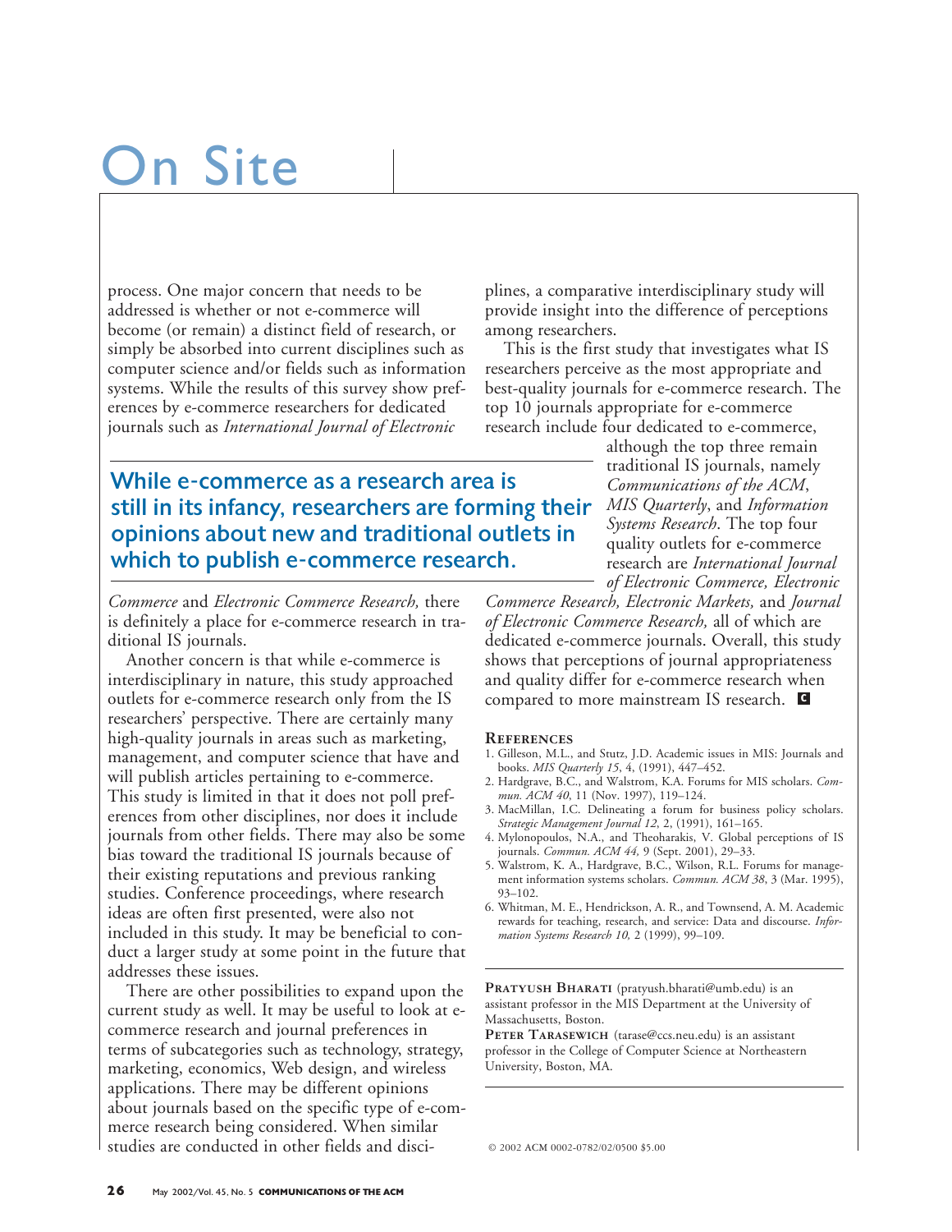process. One major concern that needs to be addressed is whether or not e-commerce will become (or remain) a distinct field of research, or simply be absorbed into current disciplines such as computer science and/or fields such as information systems. While the results of this survey show preferences by e-commerce researchers for dedicated journals such as *International Journal of Electronic Commerce* and *Electronic Commerce Research,* there is definitely a place for e-commerce research in traditional IS journals.

**While e-commerce as a research area is still in its infancy, researchers are forming their opinions about new and traditional outlets in which to publish e-commerce research.**

Another concern is that while e-commerce is interdisciplinary in nature, this study approached outlets for e-commerce research only from the IS researchers' perspective. There are certainly many high-quality journals in areas such as marketing, management, and computer science that have and will publish articles pertaining to e-commerce. This study is limited in that it does not poll preferences from other disciplines, nor does it include journals from other fields. There may also be some bias toward the traditional IS journals because of their existing reputations and previous ranking studies. Conference proceedings, where research ideas are often first presented, were also not included in this study. It may be beneficial to conduct a larger study at some point in the future that addresses these issues.

There are other possibilities to expand upon the current study as well. It may be useful to look at e-commerce research and journal preferences in terms of subcategories such as technology, strategy, marketing, economics, Web design, and wireless applications. There may be different opinions about journals based on the specific type of e-commerce research being considered. When similar studies are conducted in other fields and disciplines, a comparative interdisciplinary study will provide insight into the difference of perceptions among researchers.

This is the first study that investigates what IS researchers perceive as the most appropriate and best-quality journals for e-commerce research. The top 10 journals appropriate for e-commerce research include four dedicated to e-commerce, although the top three remain traditional IS journals, namely *Communications of the ACM*, *MIS Quarterly*, and *Information Systems Research*. The top four quality outlets for e-commerce research are *International Journal of Electronic Commerce, Electronic Commerce Research, Electronic Markets,* and *Journal of Electronic Commerce Research,* all of which are dedicated e-commerce journals. Overall, this study shows that perceptions of journal appropriateness and quality differ for e-commerce research when compared to more mainstream IS research.

## References

1. Gilleson, M.L., and Stutz, J.D. Academic issues in MIS: Journals and books. *MIS Quarterly 15*, 4, (1991), 447–452.
2. Hardgrave, B.C., and Walstrom, K.A. Forums for MIS scholars. *Commun. ACM 40*, 11 (Nov. 1997), 119–124.
3. MacMillan, I.C. Delineating a forum for business policy scholars. *Strategic Management Journal 12*, 2, (1991), 161–165.
4. Mylonopoulos, N.A., and Theoharakis, V. Global perceptions of IS journals. *Commun. ACM 44,* 9 (Sept. 2001), 29–33.
5. Walstrom, K. A., Hardgrave, B.C., Wilson, R.L. Forums for management information systems scholars. *Commun. ACM 38*, 3 (Mar. 1995), 93–102.
6. Whitman, M. E., Hendrickson, A. R., and Townsend, A. M. Academic rewards for teaching, research, and service: Data and discourse. *Information Systems Research 10,* 2 (1999), 99–109.

**Pratyush Bharati** (pratyush.bharati@umb.edu) is an assistant professor in the MIS Department at the University of Massachusetts, Boston.

**Peter Tarasewich** (tarase@ccs.neu.edu) is an assistant professor in the College of Computer Science at Northeastern University, Boston, MA.

© 2002 ACM 0002-0782/02/0500 $5.00